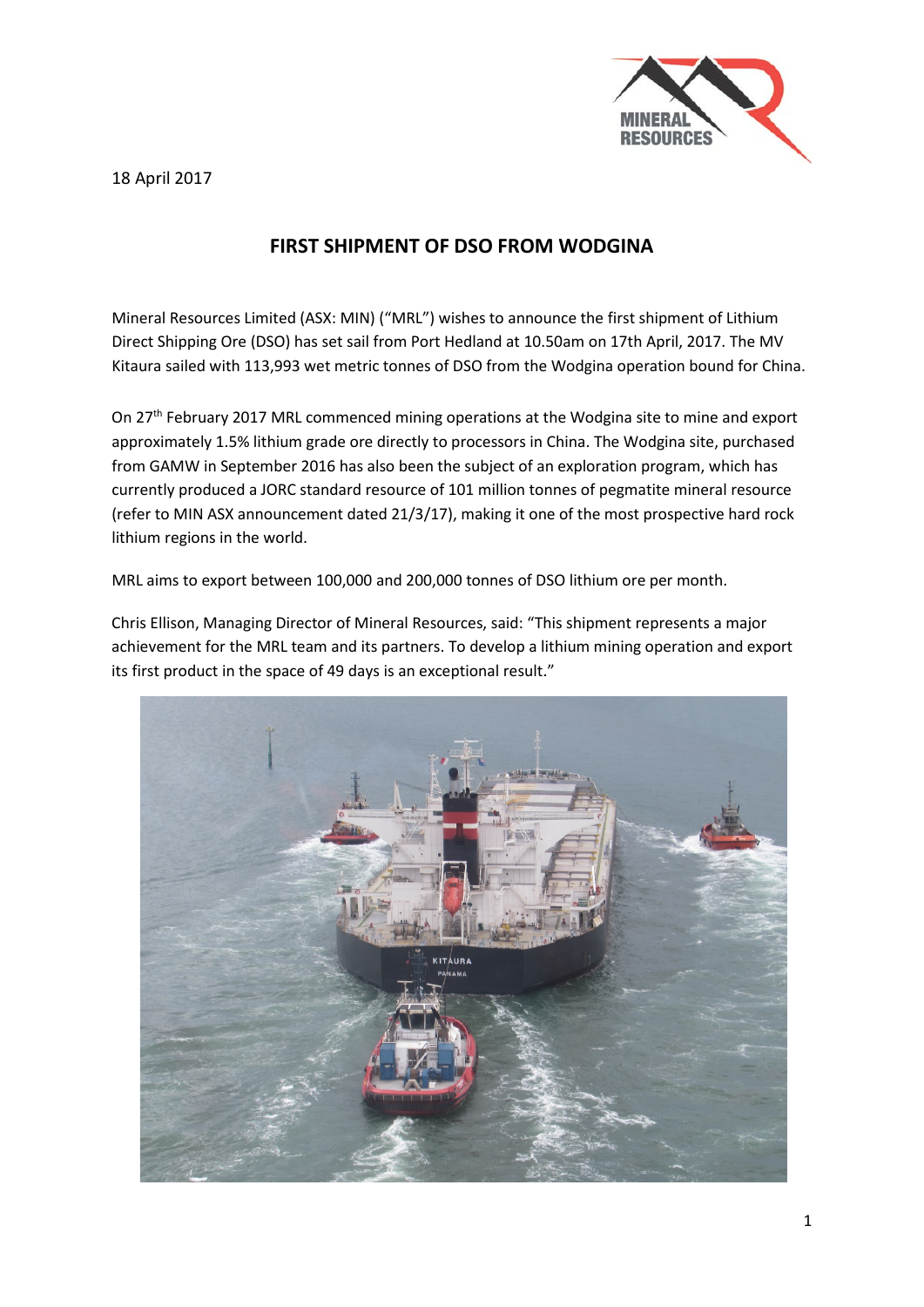18 April 2017

# FIRST SHIPMENT OF DSO FROM WODGINA

Mineral Resources Limited (ASX: MIN) ("MRL") wishes to announce the first shipment of Lithium Direct Shipping Ore (DSO) has set sail from Port Hedland at 10.50am on 17th April, 2017. The MV Kitaura sailed with 113,993 wet metric tonnes of DSO from the Wodgina operation bound for China.

On 27th February 2017 MRL commenced mining operations at the Wodgina site to mine and export approximately 1.5% lithium grade ore directly to processors in China. The Wodgina site, purchased from GAMW in September 2016 has also been the subject of an exploration program, which has currently produced a JORC standard resource of 101 million tonnes of pegmatite mineral resource (refer to MIN ASX announcement dated 21/3/17), making it one of the most prospective hard rock lithium regions in the world.

MRL aims to export between 100,000 and 200,000 tonnes of DSO lithium ore per month.

Chris Ellison, Managing Director of Mineral Resources, said: "This shipment represents a major achievement for the MRL team and its partners. To develop a lithium mining operation and export its first product in the space of 49 days is an exceptional result."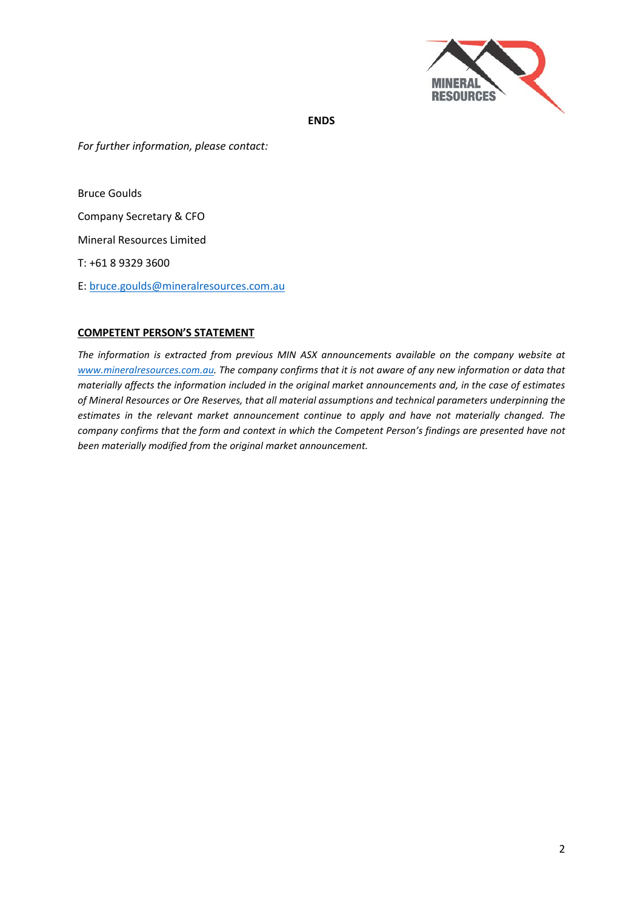**ENDS**

*For further information, please contact:*

Bruce Goulds

Company Secretary & CFO

Mineral Resources Limited

T: +61 8 9329 3600

E: bruce.goulds@mineralresources.com.au

## COMPETENT PERSON'S STATEMENT

*The information is extracted from previous MIN ASX announcements available on the company website at www.mineralresources.com.au. The company confirms that it is not aware of any new information or data that materially affects the information included in the original market announcements and, in the case of estimates of Mineral Resources or Ore Reserves, that all material assumptions and technical parameters underpinning the estimates in the relevant market announcement continue to apply and have not materially changed. The company confirms that the form and context in which the Competent Person's findings are presented have not been materially modified from the original market announcement.*